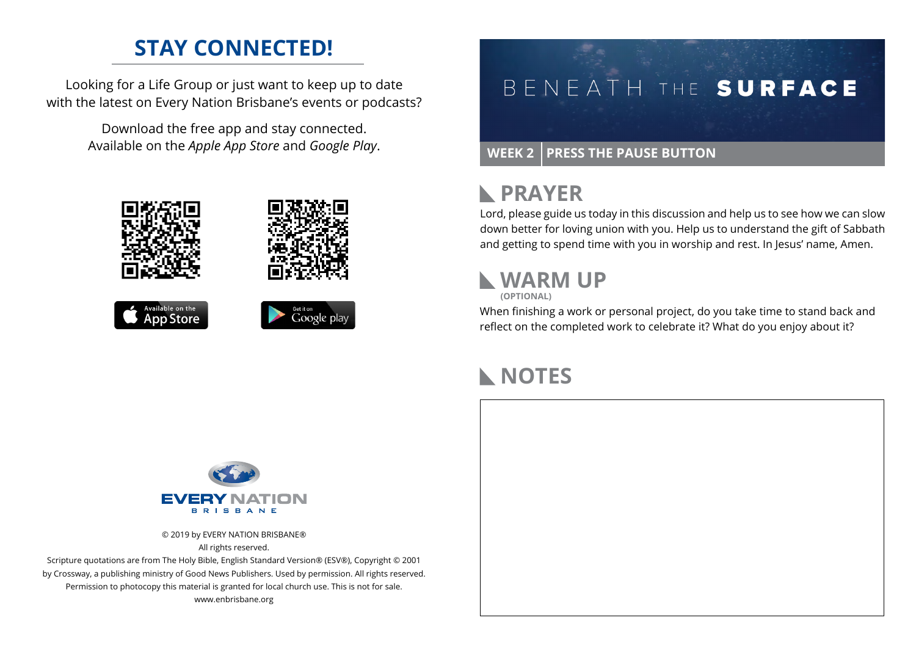# STAY CONNECTED!

Looking for a Life Group or just want to keep up to date with the latest on Every Nation Brisbane's events or podcasts?

Download the free app and stay connected. Available on the *Apple App Store* and *Google Play*.

Available on the App Store

Get it on Google play

EVERY NATION BRISBANE

© 2019 by EVERY NATION BRISBANE®
All rights reserved.
Scripture quotations are from The Holy Bible, English Standard Version® (ESV®), Copyright © 2001 by Crossway, a publishing ministry of Good News Publishers. Used by permission. All rights reserved.
Permission to photocopy this material is granted for local church use. This is not for sale.
www.enbrisbane.org

# BENEATH THE SURFACE

**WEEK 2 | PRESS THE PAUSE BUTTON**

## PRAYER

Lord, please guide us today in this discussion and help us to see how we can slow down better for loving union with you. Help us to understand the gift of Sabbath and getting to spend time with you in worship and rest. In Jesus' name, Amen.

## WARM UP

**(OPTIONAL)**

When finishing a work or personal project, do you take time to stand back and reflect on the completed work to celebrate it? What do you enjoy about it?

## NOTES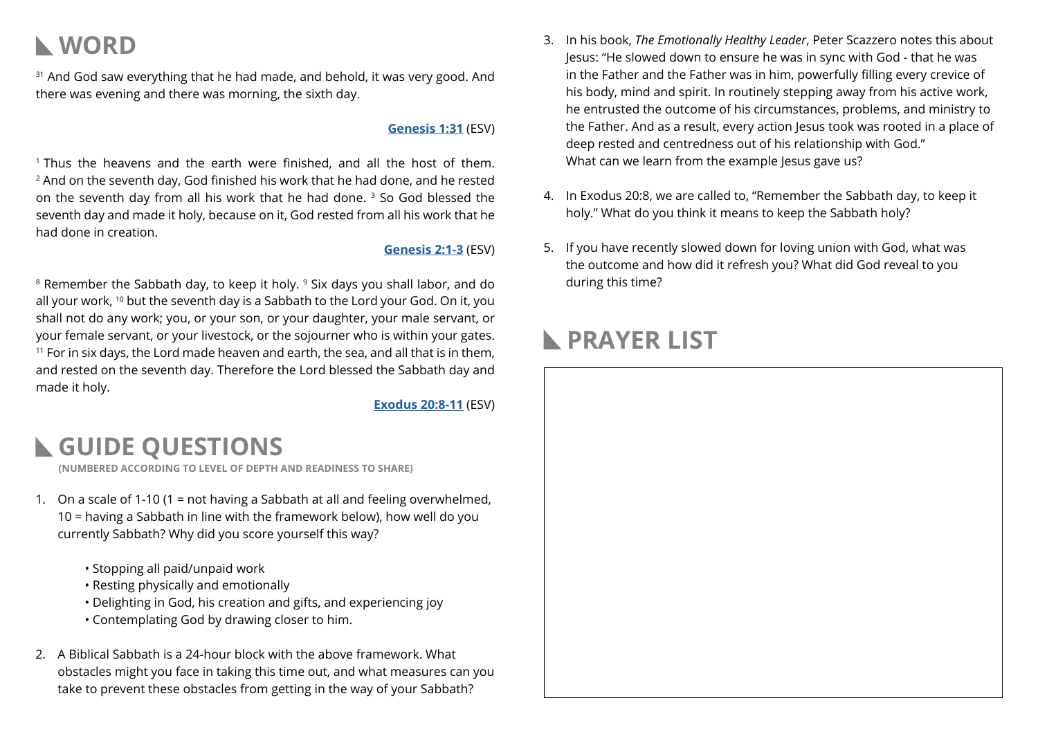## WORD

[31] And God saw everything that he had made, and behold, it was very good. And there was evening and there was morning, the sixth day.

**Genesis 1:31** (ESV)

[1] Thus the heavens and the earth were finished, and all the host of them. [2] And on the seventh day, God finished his work that he had done, and he rested on the seventh day from all his work that he had done. [3] So God blessed the seventh day and made it holy, because on it, God rested from all his work that he had done in creation.

**Genesis 2:1-3** (ESV)

[8] Remember the Sabbath day, to keep it holy. [9] Six days you shall labor, and do all your work, [10] but the seventh day is a Sabbath to the Lord your God. On it, you shall not do any work; you, or your son, or your daughter, your male servant, or your female servant, or your livestock, or the sojourner who is within your gates. [11] For in six days, the Lord made heaven and earth, the sea, and all that is in them, and rested on the seventh day. Therefore the Lord blessed the Sabbath day and made it holy.

**Exodus 20:8-11** (ESV)

## GUIDE QUESTIONS

**(NUMBERED ACCORDING TO LEVEL OF DEPTH AND READINESS TO SHARE)**

1. On a scale of 1-10 (1 = not having a Sabbath at all and feeling overwhelmed, 10 = having a Sabbath in line with the framework below), how well do you currently Sabbath? Why did you score yourself this way?
   - Stopping all paid/unpaid work
   - Resting physically and emotionally
   - Delighting in God, his creation and gifts, and experiencing joy
   - Contemplating God by drawing closer to him.
2. A Biblical Sabbath is a 24-hour block with the above framework. What obstacles might you face in taking this time out, and what measures can you take to prevent these obstacles from getting in the way of your Sabbath?
3. In his book, *The Emotionally Healthy Leader*, Peter Scazzero notes this about Jesus: "He slowed down to ensure he was in sync with God - that he was in the Father and the Father was in him, powerfully filling every crevice of his body, mind and spirit. In routinely stepping away from his active work, he entrusted the outcome of his circumstances, problems, and ministry to the Father. And as a result, every action Jesus took was rooted in a place of deep rested and centredness out of his relationship with God." What can we learn from the example Jesus gave us?
4. In Exodus 20:8, we are called to, "Remember the Sabbath day, to keep it holy." What do you think it means to keep the Sabbath holy?
5. If you have recently slowed down for loving union with God, what was the outcome and how did it refresh you? What did God reveal to you during this time?

## PRAYER LIST